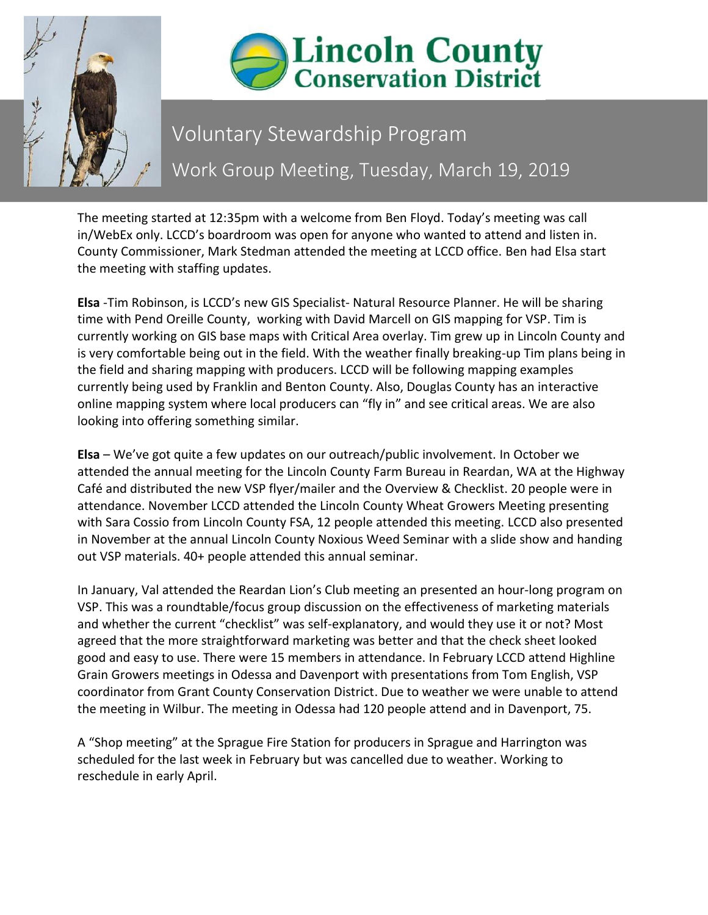# Lincoln County Conservation District

## Voluntary Stewardship Program

## Work Group Meeting, Tuesday, March 19, 2019

The meeting started at 12:35pm with a welcome from Ben Floyd. Today's meeting was call in/WebEx only. LCCD's boardroom was open for anyone who wanted to attend and listen in. County Commissioner, Mark Stedman attended the meeting at LCCD office. Ben had Elsa start the meeting with staffing updates.

**Elsa** -Tim Robinson, is LCCD's new GIS Specialist- Natural Resource Planner. He will be sharing time with Pend Oreille County, working with David Marcell on GIS mapping for VSP. Tim is currently working on GIS base maps with Critical Area overlay. Tim grew up in Lincoln County and is very comfortable being out in the field. With the weather finally breaking-up Tim plans being in the field and sharing mapping with producers. LCCD will be following mapping examples currently being used by Franklin and Benton County. Also, Douglas County has an interactive online mapping system where local producers can "fly in" and see critical areas. We are also looking into offering something similar.

**Elsa** – We've got quite a few updates on our outreach/public involvement. In October we attended the annual meeting for the Lincoln County Farm Bureau in Reardan, WA at the Highway Café and distributed the new VSP flyer/mailer and the Overview & Checklist. 20 people were in attendance. November LCCD attended the Lincoln County Wheat Growers Meeting presenting with Sara Cossio from Lincoln County FSA, 12 people attended this meeting. LCCD also presented in November at the annual Lincoln County Noxious Weed Seminar with a slide show and handing out VSP materials. 40+ people attended this annual seminar.

In January, Val attended the Reardan Lion's Club meeting an presented an hour-long program on VSP. This was a roundtable/focus group discussion on the effectiveness of marketing materials and whether the current "checklist" was self-explanatory, and would they use it or not? Most agreed that the more straightforward marketing was better and that the check sheet looked good and easy to use. There were 15 members in attendance. In February LCCD attend Highline Grain Growers meetings in Odessa and Davenport with presentations from Tom English, VSP coordinator from Grant County Conservation District. Due to weather we were unable to attend the meeting in Wilbur. The meeting in Odessa had 120 people attend and in Davenport, 75.

A "Shop meeting" at the Sprague Fire Station for producers in Sprague and Harrington was scheduled for the last week in February but was cancelled due to weather. Working to reschedule in early April.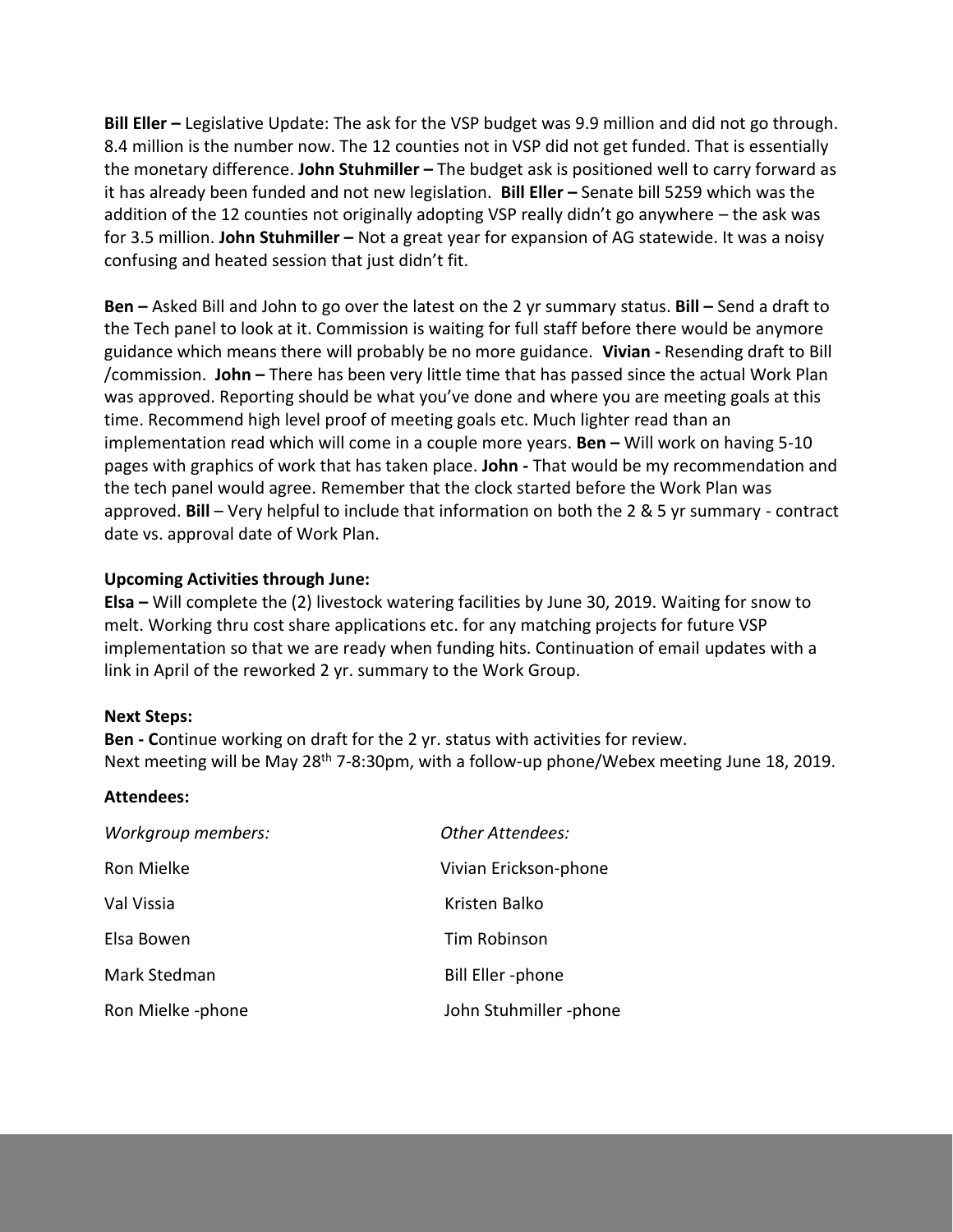**Bill Eller –** Legislative Update: The ask for the VSP budget was 9.9 million and did not go through. 8.4 million is the number now. The 12 counties not in VSP did not get funded. That is essentially the monetary difference. **John Stuhmiller –** The budget ask is positioned well to carry forward as it has already been funded and not new legislation. **Bill Eller –** Senate bill 5259 which was the addition of the 12 counties not originally adopting VSP really didn't go anywhere – the ask was for 3.5 million. **John Stuhmiller –** Not a great year for expansion of AG statewide. It was a noisy confusing and heated session that just didn't fit.

**Ben –** Asked Bill and John to go over the latest on the 2 yr summary status. **Bill –** Send a draft to the Tech panel to look at it. Commission is waiting for full staff before there would be anymore guidance which means there will probably be no more guidance. **Vivian -** Resending draft to Bill /commission. **John –** There has been very little time that has passed since the actual Work Plan was approved. Reporting should be what you've done and where you are meeting goals at this time. Recommend high level proof of meeting goals etc. Much lighter read than an implementation read which will come in a couple more years. **Ben –** Will work on having 5-10 pages with graphics of work that has taken place. **John -** That would be my recommendation and the tech panel would agree. Remember that the clock started before the Work Plan was approved. **Bill** – Very helpful to include that information on both the 2 & 5 yr summary - contract date vs. approval date of Work Plan.

**Upcoming Activities through June:**

**Elsa –** Will complete the (2) livestock watering facilities by June 30, 2019. Waiting for snow to melt. Working thru cost share applications etc. for any matching projects for future VSP implementation so that we are ready when funding hits. Continuation of email updates with a link in April of the reworked 2 yr. summary to the Work Group.

**Next Steps:**

**Ben - C**ontinue working on draft for the 2 yr. status with activities for review.
Next meeting will be May 28th 7-8:30pm, with a follow-up phone/Webex meeting June 18, 2019.

**Attendees:**

| *Workgroup members:* | *Other Attendees:* |
|---|---|
| Ron Mielke | Vivian Erickson-phone |
| Val Vissia | Kristen Balko |
| Elsa Bowen | Tim Robinson |
| Mark Stedman | Bill Eller -phone |
| Ron Mielke -phone | John Stuhmiller -phone |